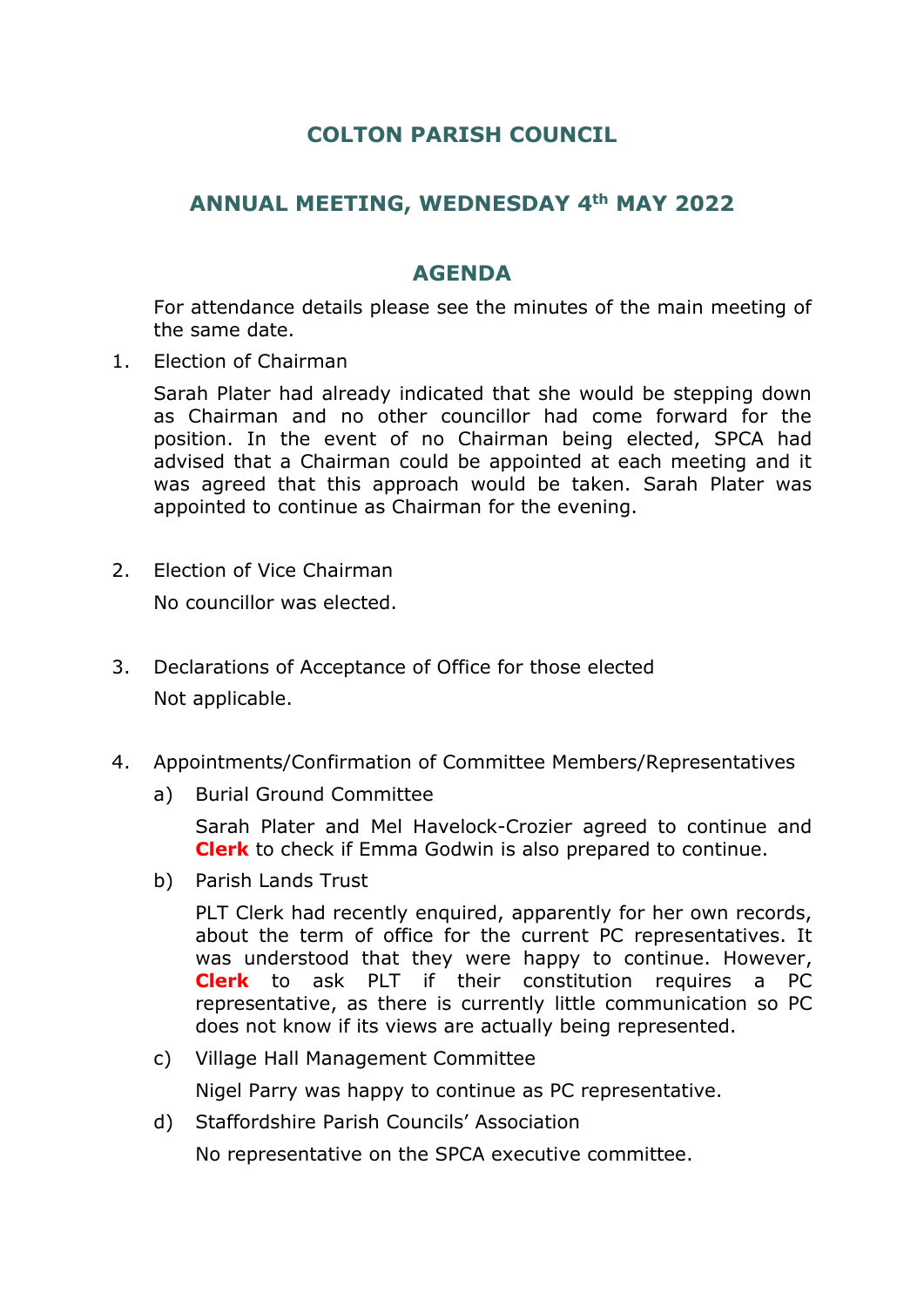# COLTON PARISH COUNCIL

## ANNUAL MEETING, WEDNESDAY 4th MAY 2022

## AGENDA

For attendance details please see the minutes of the main meeting of the same date.

1. Election of Chairman

   Sarah Plater had already indicated that she would be stepping down as Chairman and no other councillor had come forward for the position. In the event of no Chairman being elected, SPCA had advised that a Chairman could be appointed at each meeting and it was agreed that this approach would be taken. Sarah Plater was appointed to continue as Chairman for the evening.

2. Election of Vice Chairman

   No councillor was elected.

3. Declarations of Acceptance of Office for those elected

   Not applicable.

4. Appointments/Confirmation of Committee Members/Representatives

   a) Burial Ground Committee

      Sarah Plater and Mel Havelock-Crozier agreed to continue and **Clerk** to check if Emma Godwin is also prepared to continue.

   b) Parish Lands Trust

      PLT Clerk had recently enquired, apparently for her own records, about the term of office for the current PC representatives. It was understood that they were happy to continue. However, **Clerk** to ask PLT if their constitution requires a PC representative, as there is currently little communication so PC does not know if its views are actually being represented.

   c) Village Hall Management Committee

      Nigel Parry was happy to continue as PC representative.

   d) Staffordshire Parish Councils' Association

      No representative on the SPCA executive committee.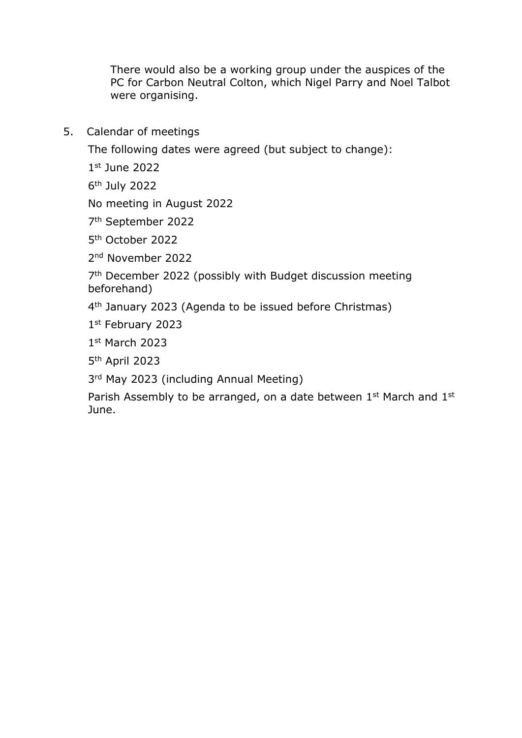There would also be a working group under the auspices of the PC for Carbon Neutral Colton, which Nigel Parry and Noel Talbot were organising.

5. Calendar of meetings

The following dates were agreed (but subject to change):

1st June 2022

6th July 2022

No meeting in August 2022

7th September 2022

5th October 2022

2nd November 2022

7th December 2022 (possibly with Budget discussion meeting beforehand)

4th January 2023 (Agenda to be issued before Christmas)

1st February 2023

1st March 2023

5th April 2023

3rd May 2023 (including Annual Meeting)

Parish Assembly to be arranged, on a date between 1st March and 1st June.